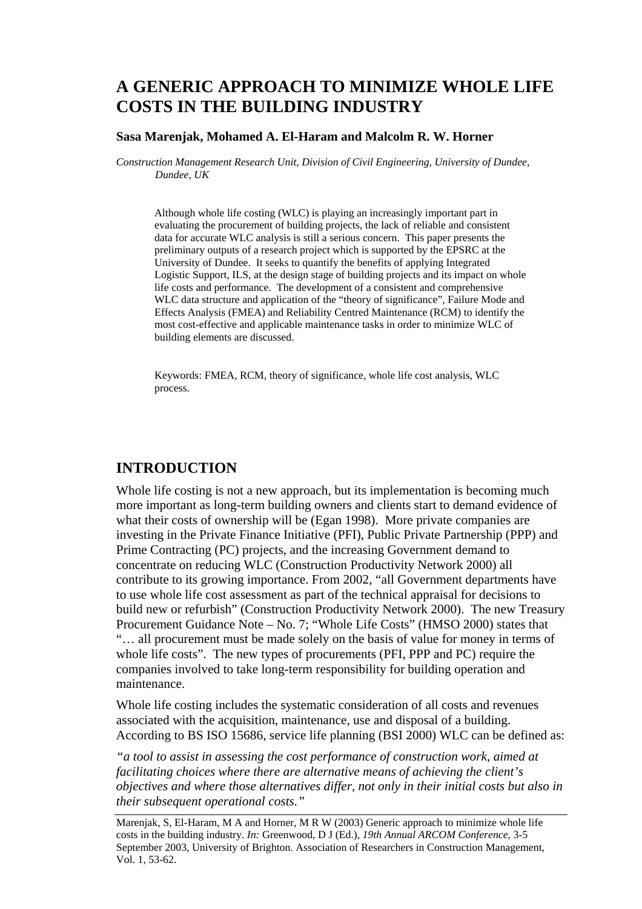# A GENERIC APPROACH TO MINIMIZE WHOLE LIFE COSTS IN THE BUILDING INDUSTRY

**Sasa Marenjak, Mohamed A. El-Haram and Malcolm R. W. Horner**

*Construction Management Research Unit, Division of Civil Engineering, University of Dundee, Dundee, UK*

Although whole life costing (WLC) is playing an increasingly important part in evaluating the procurement of building projects, the lack of reliable and consistent data for accurate WLC analysis is still a serious concern. This paper presents the preliminary outputs of a research project which is supported by the EPSRC at the University of Dundee. It seeks to quantify the benefits of applying Integrated Logistic Support, ILS, at the design stage of building projects and its impact on whole life costs and performance. The development of a consistent and comprehensive WLC data structure and application of the "theory of significance", Failure Mode and Effects Analysis (FMEA) and Reliability Centred Maintenance (RCM) to identify the most cost-effective and applicable maintenance tasks in order to minimize WLC of building elements are discussed.

Keywords: FMEA, RCM, theory of significance, whole life cost analysis, WLC process.

## INTRODUCTION

Whole life costing is not a new approach, but its implementation is becoming much more important as long-term building owners and clients start to demand evidence of what their costs of ownership will be (Egan 1998). More private companies are investing in the Private Finance Initiative (PFI), Public Private Partnership (PPP) and Prime Contracting (PC) projects, and the increasing Government demand to concentrate on reducing WLC (Construction Productivity Network 2000) all contribute to its growing importance. From 2002, "all Government departments have to use whole life cost assessment as part of the technical appraisal for decisions to build new or refurbish" (Construction Productivity Network 2000). The new Treasury Procurement Guidance Note – No. 7; "Whole Life Costs" (HMSO 2000) states that "… all procurement must be made solely on the basis of value for money in terms of whole life costs". The new types of procurements (PFI, PPP and PC) require the companies involved to take long-term responsibility for building operation and maintenance.

Whole life costing includes the systematic consideration of all costs and revenues associated with the acquisition, maintenance, use and disposal of a building. According to BS ISO 15686, service life planning (BSI 2000) WLC can be defined as:

*"a tool to assist in assessing the cost performance of construction work, aimed at facilitating choices where there are alternative means of achieving the client's objectives and where those alternatives differ, not only in their initial costs but also in their subsequent operational costs."*

Marenjak, S, El-Haram, M A and Horner, M R W (2003) Generic approach to minimize whole life costs in the building industry. *In:* Greenwood, D J (Ed.), *19th Annual ARCOM Conference*, 3-5 September 2003, University of Brighton. Association of Researchers in Construction Management, Vol. 1, 53-62.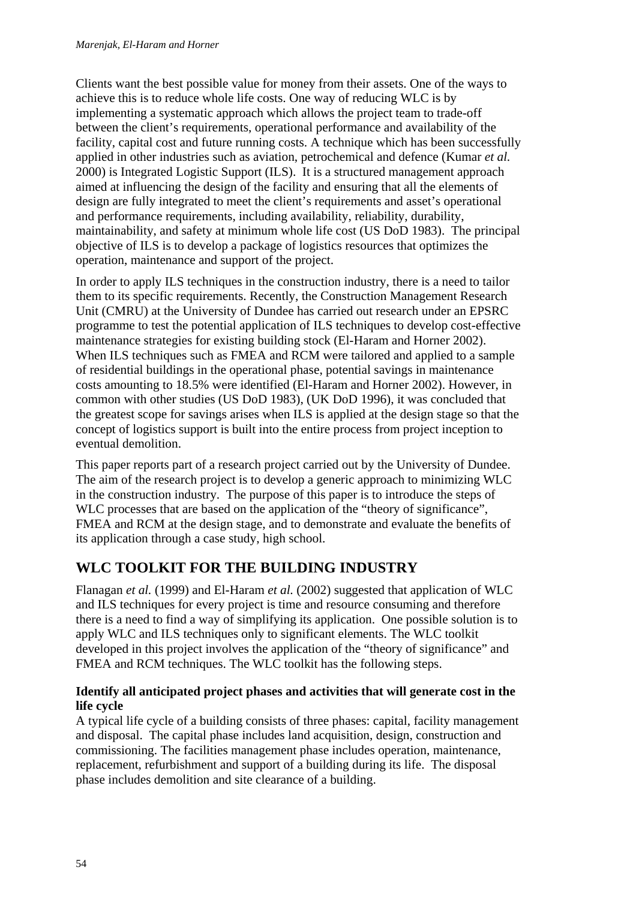Clients want the best possible value for money from their assets. One of the ways to achieve this is to reduce whole life costs. One way of reducing WLC is by implementing a systematic approach which allows the project team to trade-off between the client's requirements, operational performance and availability of the facility, capital cost and future running costs. A technique which has been successfully applied in other industries such as aviation, petrochemical and defence (Kumar *et al.* 2000) is Integrated Logistic Support (ILS). It is a structured management approach aimed at influencing the design of the facility and ensuring that all the elements of design are fully integrated to meet the client's requirements and asset's operational and performance requirements, including availability, reliability, durability, maintainability, and safety at minimum whole life cost (US DoD 1983). The principal objective of ILS is to develop a package of logistics resources that optimizes the operation, maintenance and support of the project.

In order to apply ILS techniques in the construction industry, there is a need to tailor them to its specific requirements. Recently, the Construction Management Research Unit (CMRU) at the University of Dundee has carried out research under an EPSRC programme to test the potential application of ILS techniques to develop cost-effective maintenance strategies for existing building stock (El-Haram and Horner 2002). When ILS techniques such as FMEA and RCM were tailored and applied to a sample of residential buildings in the operational phase, potential savings in maintenance costs amounting to 18.5% were identified (El-Haram and Horner 2002). However, in common with other studies (US DoD 1983), (UK DoD 1996), it was concluded that the greatest scope for savings arises when ILS is applied at the design stage so that the concept of logistics support is built into the entire process from project inception to eventual demolition.

This paper reports part of a research project carried out by the University of Dundee. The aim of the research project is to develop a generic approach to minimizing WLC in the construction industry. The purpose of this paper is to introduce the steps of WLC processes that are based on the application of the "theory of significance", FMEA and RCM at the design stage, and to demonstrate and evaluate the benefits of its application through a case study, high school.

## WLC TOOLKIT FOR THE BUILDING INDUSTRY

Flanagan *et al.* (1999) and El-Haram *et al.* (2002) suggested that application of WLC and ILS techniques for every project is time and resource consuming and therefore there is a need to find a way of simplifying its application. One possible solution is to apply WLC and ILS techniques only to significant elements. The WLC toolkit developed in this project involves the application of the "theory of significance" and FMEA and RCM techniques. The WLC toolkit has the following steps.

### Identify all anticipated project phases and activities that will generate cost in the life cycle

A typical life cycle of a building consists of three phases: capital, facility management and disposal. The capital phase includes land acquisition, design, construction and commissioning. The facilities management phase includes operation, maintenance, replacement, refurbishment and support of a building during its life. The disposal phase includes demolition and site clearance of a building.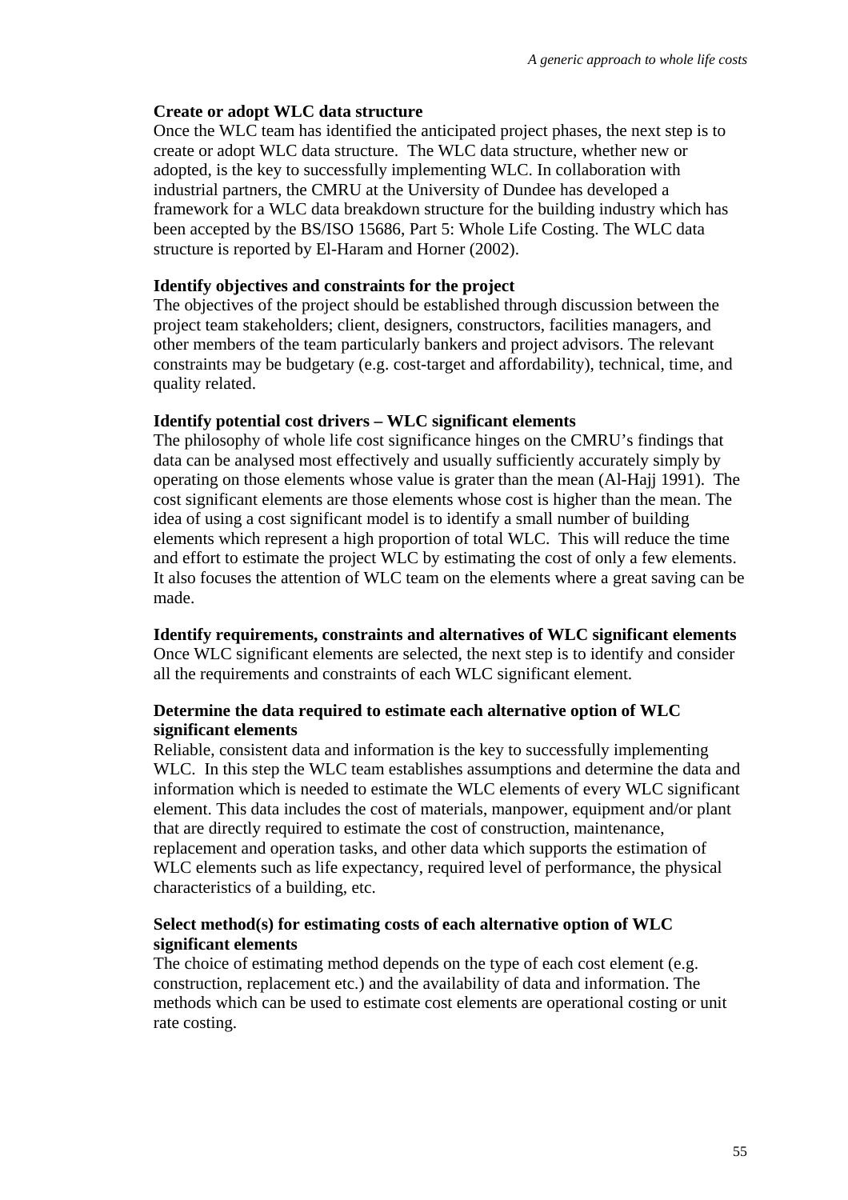**Create or adopt WLC data structure**

Once the WLC team has identified the anticipated project phases, the next step is to create or adopt WLC data structure. The WLC data structure, whether new or adopted, is the key to successfully implementing WLC. In collaboration with industrial partners, the CMRU at the University of Dundee has developed a framework for a WLC data breakdown structure for the building industry which has been accepted by the BS/ISO 15686, Part 5: Whole Life Costing. The WLC data structure is reported by El-Haram and Horner (2002).

**Identify objectives and constraints for the project**

The objectives of the project should be established through discussion between the project team stakeholders; client, designers, constructors, facilities managers, and other members of the team particularly bankers and project advisors. The relevant constraints may be budgetary (e.g. cost-target and affordability), technical, time, and quality related.

**Identify potential cost drivers – WLC significant elements**

The philosophy of whole life cost significance hinges on the CMRU's findings that data can be analysed most effectively and usually sufficiently accurately simply by operating on those elements whose value is grater than the mean (Al-Hajj 1991). The cost significant elements are those elements whose cost is higher than the mean. The idea of using a cost significant model is to identify a small number of building elements which represent a high proportion of total WLC. This will reduce the time and effort to estimate the project WLC by estimating the cost of only a few elements. It also focuses the attention of WLC team on the elements where a great saving can be made.

**Identify requirements, constraints and alternatives of WLC significant elements**

Once WLC significant elements are selected, the next step is to identify and consider all the requirements and constraints of each WLC significant element.

**Determine the data required to estimate each alternative option of WLC significant elements**

Reliable, consistent data and information is the key to successfully implementing WLC. In this step the WLC team establishes assumptions and determine the data and information which is needed to estimate the WLC elements of every WLC significant element. This data includes the cost of materials, manpower, equipment and/or plant that are directly required to estimate the cost of construction, maintenance, replacement and operation tasks, and other data which supports the estimation of WLC elements such as life expectancy, required level of performance, the physical characteristics of a building, etc.

**Select method(s) for estimating costs of each alternative option of WLC significant elements**

The choice of estimating method depends on the type of each cost element (e.g. construction, replacement etc.) and the availability of data and information. The methods which can be used to estimate cost elements are operational costing or unit rate costing.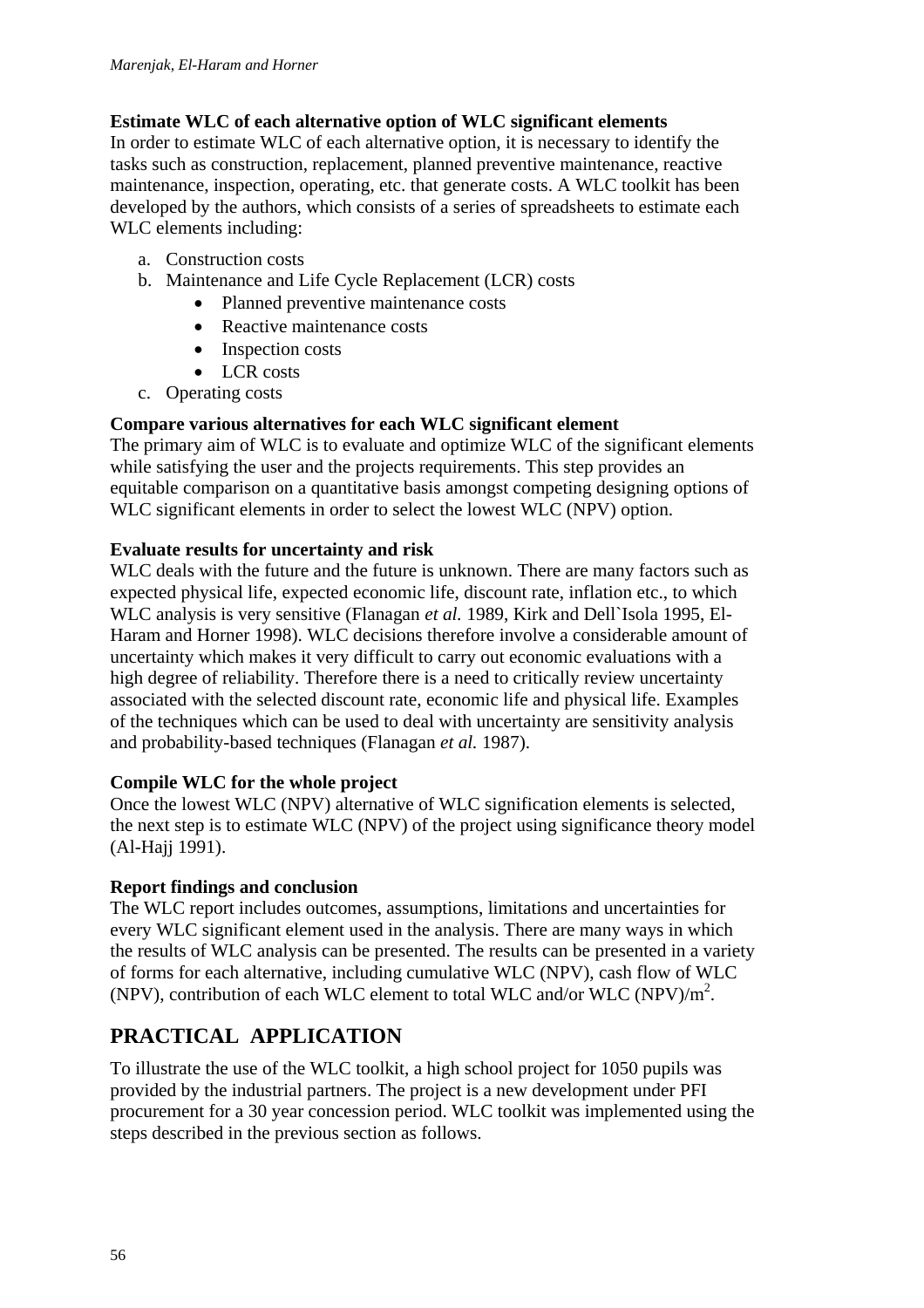**Estimate WLC of each alternative option of WLC significant elements**

In order to estimate WLC of each alternative option, it is necessary to identify the tasks such as construction, replacement, planned preventive maintenance, reactive maintenance, inspection, operating, etc. that generate costs. A WLC toolkit has been developed by the authors, which consists of a series of spreadsheets to estimate each WLC elements including:

a. Construction costs
b. Maintenance and Life Cycle Replacement (LCR) costs
    - Planned preventive maintenance costs
    - Reactive maintenance costs
    - Inspection costs
    - LCR costs
c. Operating costs

**Compare various alternatives for each WLC significant element**

The primary aim of WLC is to evaluate and optimize WLC of the significant elements while satisfying the user and the projects requirements. This step provides an equitable comparison on a quantitative basis amongst competing designing options of WLC significant elements in order to select the lowest WLC (NPV) option.

**Evaluate results for uncertainty and risk**

WLC deals with the future and the future is unknown. There are many factors such as expected physical life, expected economic life, discount rate, inflation etc., to which WLC analysis is very sensitive (Flanagan *et al.* 1989, Kirk and Dell`Isola 1995, El-Haram and Horner 1998). WLC decisions therefore involve a considerable amount of uncertainty which makes it very difficult to carry out economic evaluations with a high degree of reliability. Therefore there is a need to critically review uncertainty associated with the selected discount rate, economic life and physical life. Examples of the techniques which can be used to deal with uncertainty are sensitivity analysis and probability-based techniques (Flanagan *et al.* 1987).

**Compile WLC for the whole project**

Once the lowest WLC (NPV) alternative of WLC signification elements is selected, the next step is to estimate WLC (NPV) of the project using significance theory model (Al-Hajj 1991).

**Report findings and conclusion**

The WLC report includes outcomes, assumptions, limitations and uncertainties for every WLC significant element used in the analysis. There are many ways in which the results of WLC analysis can be presented. The results can be presented in a variety of forms for each alternative, including cumulative WLC (NPV), cash flow of WLC (NPV), contribution of each WLC element to total WLC and/or WLC (NPV)/$m^2$.

## PRACTICAL APPLICATION

To illustrate the use of the WLC toolkit, a high school project for 1050 pupils was provided by the industrial partners. The project is a new development under PFI procurement for a 30 year concession period. WLC toolkit was implemented using the steps described in the previous section as follows.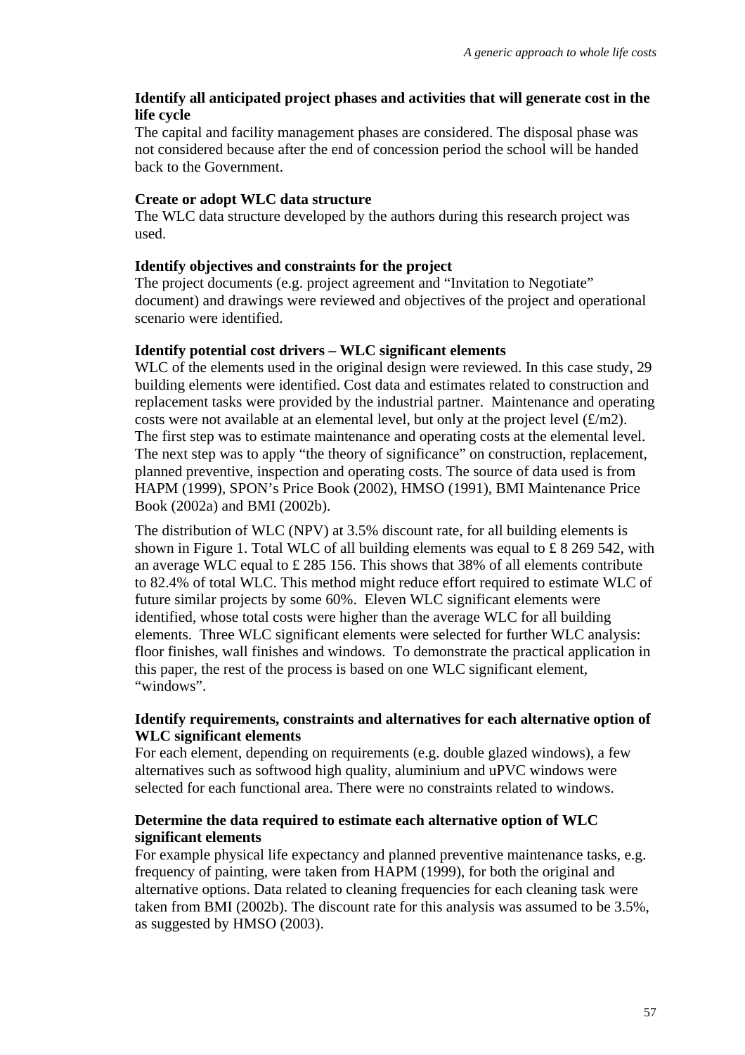**Identify all anticipated project phases and activities that will generate cost in the life cycle**

The capital and facility management phases are considered. The disposal phase was not considered because after the end of concession period the school will be handed back to the Government.

**Create or adopt WLC data structure**

The WLC data structure developed by the authors during this research project was used.

**Identify objectives and constraints for the project**

The project documents (e.g. project agreement and "Invitation to Negotiate" document) and drawings were reviewed and objectives of the project and operational scenario were identified.

**Identify potential cost drivers – WLC significant elements**

WLC of the elements used in the original design were reviewed. In this case study, 29 building elements were identified. Cost data and estimates related to construction and replacement tasks were provided by the industrial partner. Maintenance and operating costs were not available at an elemental level, but only at the project level (£/m2). The first step was to estimate maintenance and operating costs at the elemental level. The next step was to apply "the theory of significance" on construction, replacement, planned preventive, inspection and operating costs. The source of data used is from HAPM (1999), SPON's Price Book (2002), HMSO (1991), BMI Maintenance Price Book (2002a) and BMI (2002b).

The distribution of WLC (NPV) at 3.5% discount rate, for all building elements is shown in Figure 1. Total WLC of all building elements was equal to £ 8 269 542, with an average WLC equal to £ 285 156. This shows that 38% of all elements contribute to 82.4% of total WLC. This method might reduce effort required to estimate WLC of future similar projects by some 60%. Eleven WLC significant elements were identified, whose total costs were higher than the average WLC for all building elements. Three WLC significant elements were selected for further WLC analysis: floor finishes, wall finishes and windows. To demonstrate the practical application in this paper, the rest of the process is based on one WLC significant element, "windows".

**Identify requirements, constraints and alternatives for each alternative option of WLC significant elements**

For each element, depending on requirements (e.g. double glazed windows), a few alternatives such as softwood high quality, aluminium and uPVC windows were selected for each functional area. There were no constraints related to windows.

**Determine the data required to estimate each alternative option of WLC significant elements**

For example physical life expectancy and planned preventive maintenance tasks, e.g. frequency of painting, were taken from HAPM (1999), for both the original and alternative options. Data related to cleaning frequencies for each cleaning task were taken from BMI (2002b). The discount rate for this analysis was assumed to be 3.5%, as suggested by HMSO (2003).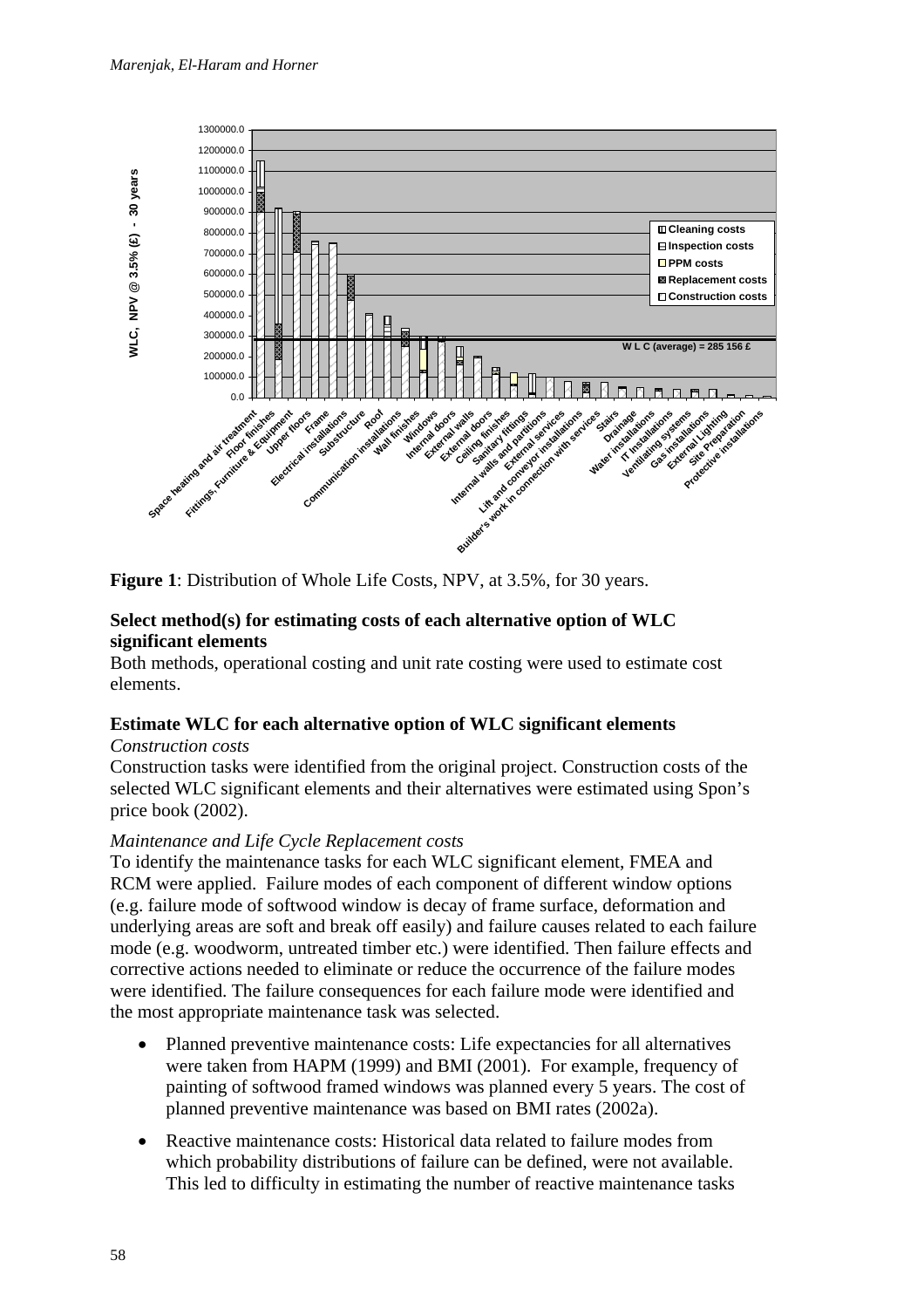**Figure 1**: Distribution of Whole Life Costs, NPV, at 3.5%, for 30 years.

**Select method(s) for estimating costs of each alternative option of WLC significant elements**

Both methods, operational costing and unit rate costing were used to estimate cost elements.

**Estimate WLC for each alternative option of WLC significant elements**

*Construction costs*

Construction tasks were identified from the original project. Construction costs of the selected WLC significant elements and their alternatives were estimated using Spon's price book (2002).

*Maintenance and Life Cycle Replacement costs*

To identify the maintenance tasks for each WLC significant element, FMEA and RCM were applied. Failure modes of each component of different window options (e.g. failure mode of softwood window is decay of frame surface, deformation and underlying areas are soft and break off easily) and failure causes related to each failure mode (e.g. woodworm, untreated timber etc.) were identified. Then failure effects and corrective actions needed to eliminate or reduce the occurrence of the failure modes were identified. The failure consequences for each failure mode were identified and the most appropriate maintenance task was selected.

- Planned preventive maintenance costs: Life expectancies for all alternatives were taken from HAPM (1999) and BMI (2001). For example, frequency of painting of softwood framed windows was planned every 5 years. The cost of planned preventive maintenance was based on BMI rates (2002a).
- Reactive maintenance costs: Historical data related to failure modes from which probability distributions of failure can be defined, were not available. This led to difficulty in estimating the number of reactive maintenance tasks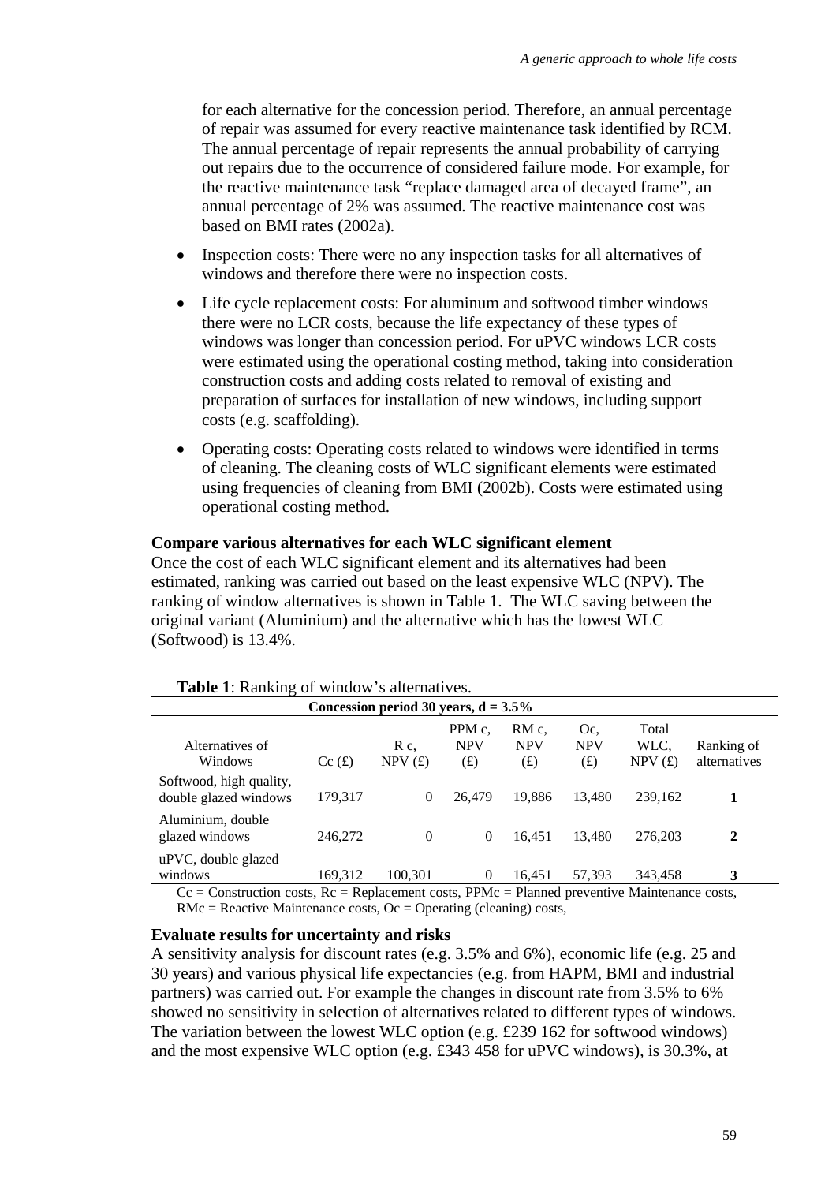for each alternative for the concession period. Therefore, an annual percentage of repair was assumed for every reactive maintenance task identified by RCM. The annual percentage of repair represents the annual probability of carrying out repairs due to the occurrence of considered failure mode. For example, for the reactive maintenance task "replace damaged area of decayed frame", an annual percentage of 2% was assumed. The reactive maintenance cost was based on BMI rates (2002a).

- Inspection costs: There were no any inspection tasks for all alternatives of windows and therefore there were no inspection costs.
- Life cycle replacement costs: For aluminum and softwood timber windows there were no LCR costs, because the life expectancy of these types of windows was longer than concession period. For uPVC windows LCR costs were estimated using the operational costing method, taking into consideration construction costs and adding costs related to removal of existing and preparation of surfaces for installation of new windows, including support costs (e.g. scaffolding).
- Operating costs: Operating costs related to windows were identified in terms of cleaning. The cleaning costs of WLC significant elements were estimated using frequencies of cleaning from BMI (2002b). Costs were estimated using operational costing method.

**Compare various alternatives for each WLC significant element**

Once the cost of each WLC significant element and its alternatives had been estimated, ranking was carried out based on the least expensive WLC (NPV). The ranking of window alternatives is shown in Table 1. The WLC saving between the original variant (Aluminium) and the alternative which has the lowest WLC (Softwood) is 13.4%.

**Table 1**: Ranking of window's alternatives.

| Concession period 30 years, d = 3.5% | | | | | | | |
|---|---|---|---|---|---|---|---|
| Alternatives of Windows | Cc (£) | R c, NPV (£) | PPM c, NPV (£) | RM c, NPV (£) | Oc, NPV (£) | Total WLC, NPV (£) | Ranking of alternatives |
| Softwood, high quality, double glazed windows | 179,317 | 0 | 26,479 | 19,886 | 13,480 | 239,162 | **1** |
| Aluminium, double glazed windows | 246,272 | 0 | 0 | 16,451 | 13,480 | 276,203 | **2** |
| uPVC, double glazed windows | 169,312 | 100,301 | 0 | 16,451 | 57,393 | 343,458 | **3** |

Cc = Construction costs, Rc = Replacement costs, PPMc = Planned preventive Maintenance costs, RMc = Reactive Maintenance costs, Oc = Operating (cleaning) costs,

**Evaluate results for uncertainty and risks**

A sensitivity analysis for discount rates (e.g. 3.5% and 6%), economic life (e.g. 25 and 30 years) and various physical life expectancies (e.g. from HAPM, BMI and industrial partners) was carried out. For example the changes in discount rate from 3.5% to 6% showed no sensitivity in selection of alternatives related to different types of windows. The variation between the lowest WLC option (e.g. £239 162 for softwood windows) and the most expensive WLC option (e.g. £343 458 for uPVC windows), is 30.3%, at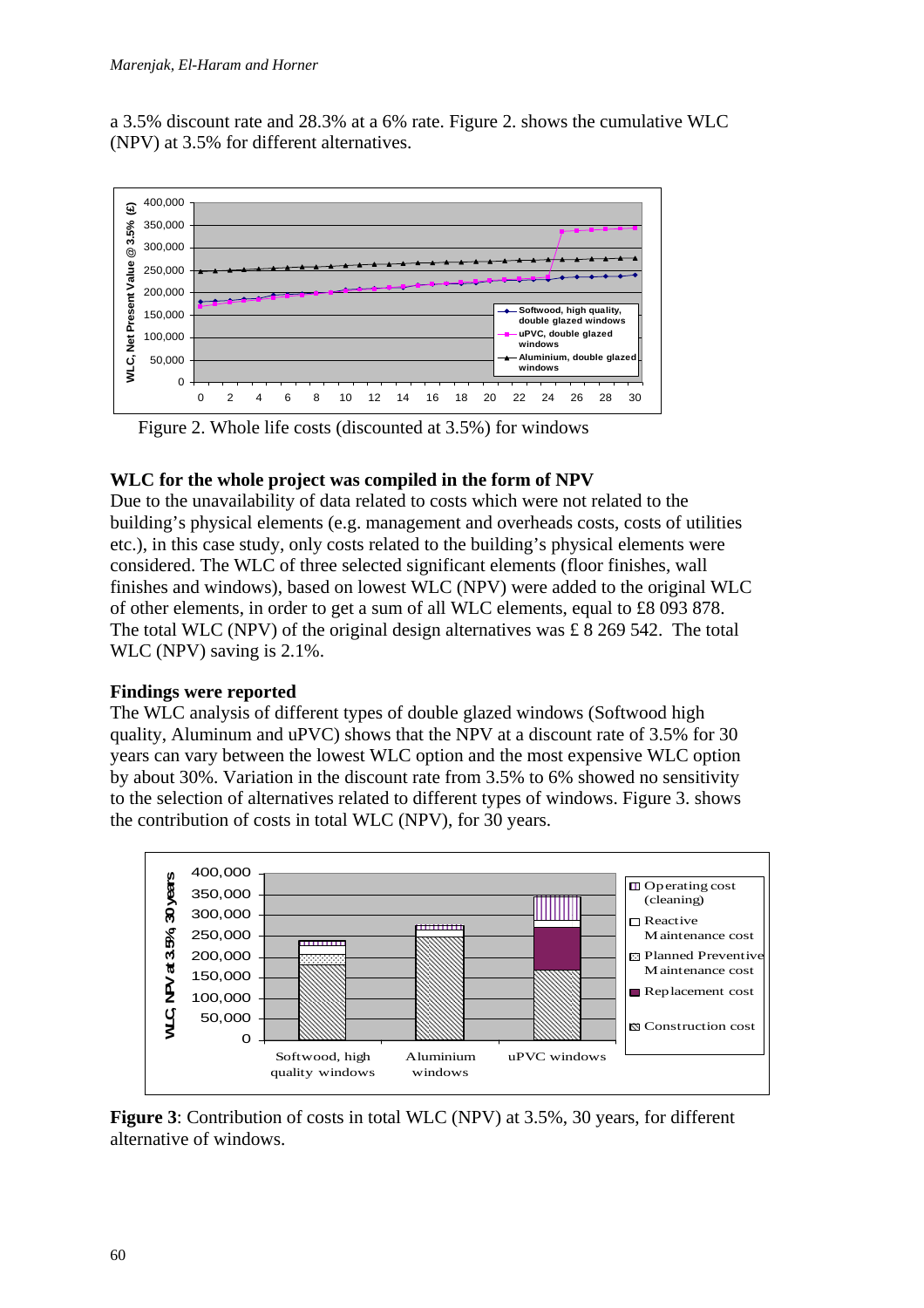a 3.5% discount rate and 28.3% at a 6% rate. Figure 2. shows the cumulative WLC (NPV) at 3.5% for different alternatives.

Figure 2. Whole life costs (discounted at 3.5%) for windows

**WLC for the whole project was compiled in the form of NPV**

Due to the unavailability of data related to costs which were not related to the building's physical elements (e.g. management and overheads costs, costs of utilities etc.), in this case study, only costs related to the building's physical elements were considered. The WLC of three selected significant elements (floor finishes, wall finishes and windows), based on lowest WLC (NPV) were added to the original WLC of other elements, in order to get a sum of all WLC elements, equal to £8 093 878. The total WLC (NPV) of the original design alternatives was £ 8 269 542. The total WLC (NPV) saving is 2.1%.

**Findings were reported**

The WLC analysis of different types of double glazed windows (Softwood high quality, Aluminum and uPVC) shows that the NPV at a discount rate of 3.5% for 30 years can vary between the lowest WLC option and the most expensive WLC option by about 30%. Variation in the discount rate from 3.5% to 6% showed no sensitivity to the selection of alternatives related to different types of windows. Figure 3. shows the contribution of costs in total WLC (NPV), for 30 years.

**Figure 3**: Contribution of costs in total WLC (NPV) at 3.5%, 30 years, for different alternative of windows.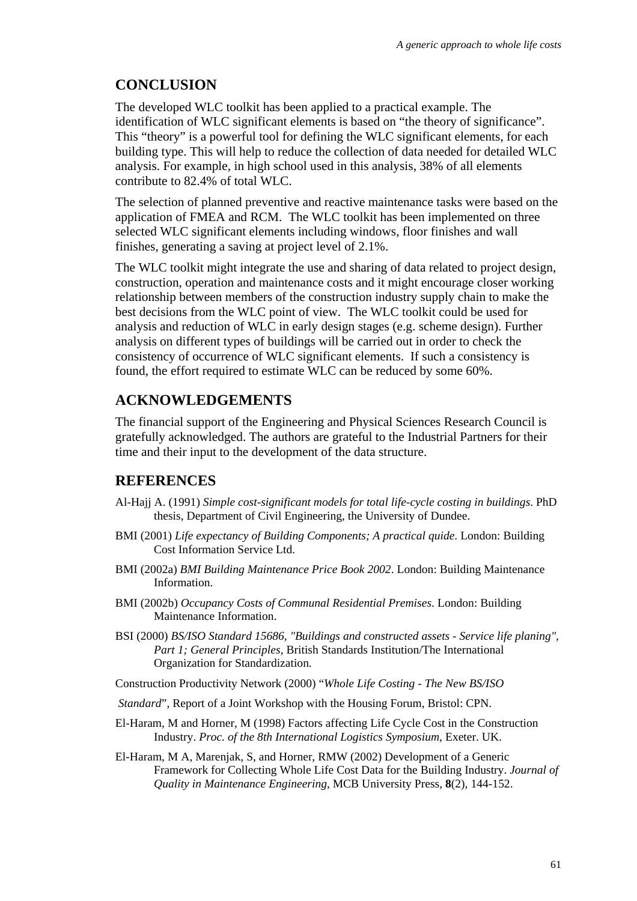## CONCLUSION

The developed WLC toolkit has been applied to a practical example. The identification of WLC significant elements is based on "the theory of significance". This "theory" is a powerful tool for defining the WLC significant elements, for each building type. This will help to reduce the collection of data needed for detailed WLC analysis. For example, in high school used in this analysis, 38% of all elements contribute to 82.4% of total WLC.

The selection of planned preventive and reactive maintenance tasks were based on the application of FMEA and RCM. The WLC toolkit has been implemented on three selected WLC significant elements including windows, floor finishes and wall finishes, generating a saving at project level of 2.1%.

The WLC toolkit might integrate the use and sharing of data related to project design, construction, operation and maintenance costs and it might encourage closer working relationship between members of the construction industry supply chain to make the best decisions from the WLC point of view. The WLC toolkit could be used for analysis and reduction of WLC in early design stages (e.g. scheme design). Further analysis on different types of buildings will be carried out in order to check the consistency of occurrence of WLC significant elements. If such a consistency is found, the effort required to estimate WLC can be reduced by some 60%.

## ACKNOWLEDGEMENTS

The financial support of the Engineering and Physical Sciences Research Council is gratefully acknowledged. The authors are grateful to the Industrial Partners for their time and their input to the development of the data structure.

## REFERENCES

Al-Hajj A. (1991) *Simple cost-significant models for total life-cycle costing in buildings*. PhD thesis, Department of Civil Engineering, the University of Dundee.

BMI (2001) *Life expectancy of Building Components; A practical quide*. London: Building Cost Information Service Ltd.

BMI (2002a) *BMI Building Maintenance Price Book 2002*. London: Building Maintenance Information.

BMI (2002b) *Occupancy Costs of Communal Residential Premises*. London: Building Maintenance Information.

BSI (2000) *BS/ISO Standard 15686, "Buildings and constructed assets - Service life planing", Part 1; General Principles,* British Standards Institution/The International Organization for Standardization.

Construction Productivity Network (2000) "*Whole Life Costing - The New BS/ISO Standard*", Report of a Joint Workshop with the Housing Forum, Bristol: CPN.

El-Haram, M and Horner, M (1998) Factors affecting Life Cycle Cost in the Construction Industry. *Proc. of the 8th International Logistics Symposium*, Exeter. UK.

El-Haram, M A, Marenjak, S, and Horner, RMW (2002) Development of a Generic Framework for Collecting Whole Life Cost Data for the Building Industry. *Journal of Quality in Maintenance Engineering*, MCB University Press, **8**(2), 144-152.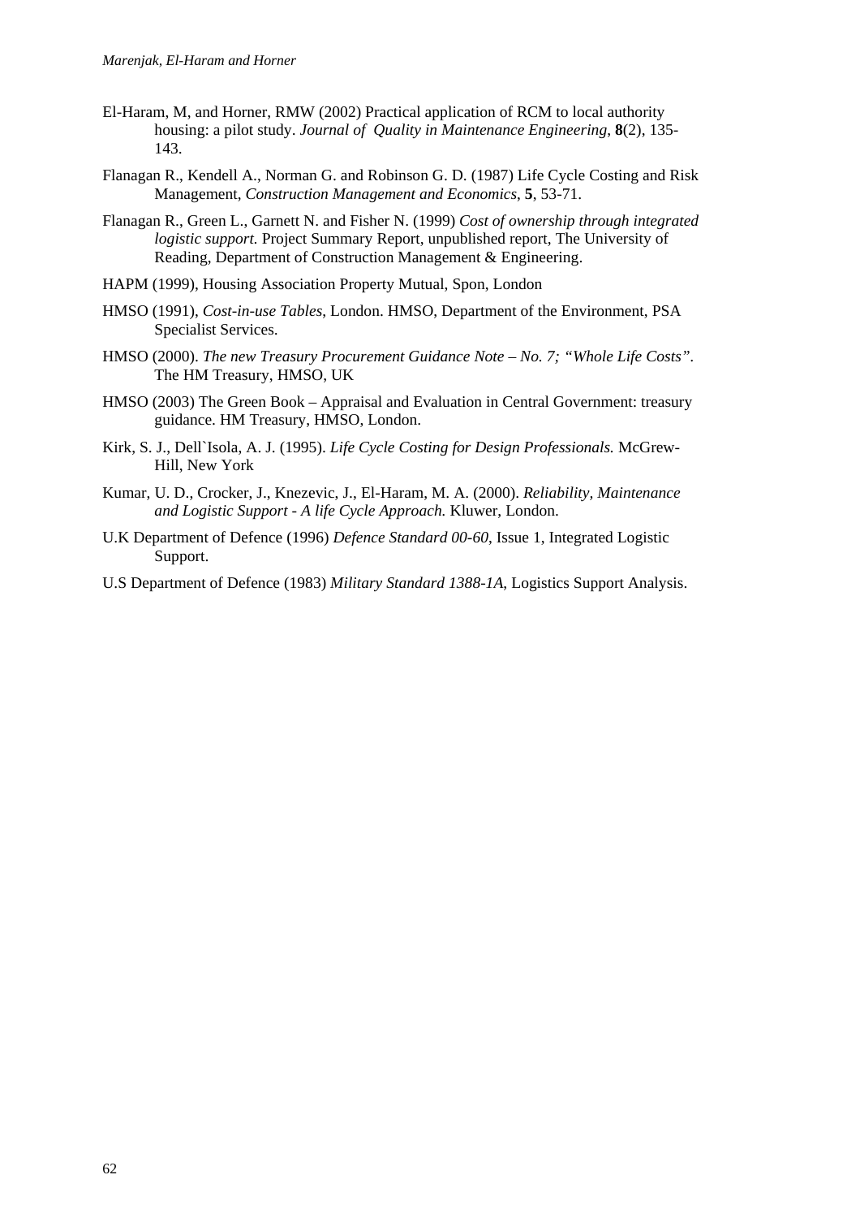El-Haram, M, and Horner, RMW (2002) Practical application of RCM to local authority housing: a pilot study. *Journal of Quality in Maintenance Engineering*, **8**(2), 135-143.

Flanagan R., Kendell A., Norman G. and Robinson G. D. (1987) Life Cycle Costing and Risk Management, *Construction Management and Economics*, **5**, 53-71.

Flanagan R., Green L., Garnett N. and Fisher N. (1999) *Cost of ownership through integrated logistic support.* Project Summary Report, unpublished report, The University of Reading, Department of Construction Management & Engineering.

HAPM (1999), Housing Association Property Mutual, Spon, London

HMSO (1991), *Cost-in-use Tables*, London. HMSO, Department of the Environment, PSA Specialist Services.

HMSO (2000). *The new Treasury Procurement Guidance Note – No. 7; "Whole Life Costs"*. The HM Treasury, HMSO, UK

HMSO (2003) The Green Book – Appraisal and Evaluation in Central Government: treasury guidance. HM Treasury, HMSO, London.

Kirk, S. J., Dell`Isola, A. J. (1995). *Life Cycle Costing for Design Professionals.* McGrew-Hill, New York

Kumar, U. D., Crocker, J., Knezevic, J., El-Haram, M. A. (2000). *Reliability, Maintenance and Logistic Support - A life Cycle Approach.* Kluwer, London.

U.K Department of Defence (1996) *Defence Standard 00-60*, Issue 1, Integrated Logistic Support.

U.S Department of Defence (1983) *Military Standard 1388-1A*, Logistics Support Analysis.